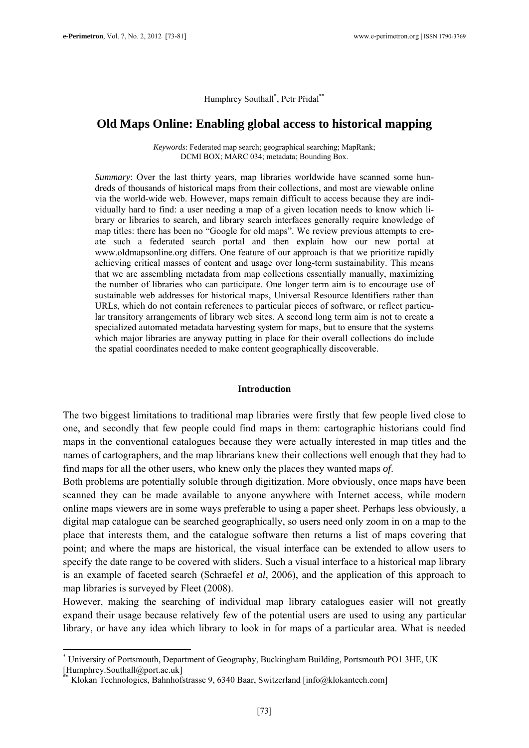Humphrey Southall[*], Petr Přidal[**]

# Old Maps Online: Enabling global access to historical mapping

*Keywords*: Federated map search; geographical searching; MapRank; DCMI BOX; MARC 034; metadata; Bounding Box.

*Summary*: Over the last thirty years, map libraries worldwide have scanned some hundreds of thousands of historical maps from their collections, and most are viewable online via the world-wide web. However, maps remain difficult to access because they are individually hard to find: a user needing a map of a given location needs to know which library or libraries to search, and library search interfaces generally require knowledge of map titles: there has been no "Google for old maps". We review previous attempts to create such a federated search portal and then explain how our new portal at www.oldmapsonline.org differs. One feature of our approach is that we prioritize rapidly achieving critical masses of content and usage over long-term sustainability. This means that we are assembling metadata from map collections essentially manually, maximizing the number of libraries who can participate. One longer term aim is to encourage use of sustainable web addresses for historical maps, Universal Resource Identifiers rather than URLs, which do not contain references to particular pieces of software, or reflect particular transitory arrangements of library web sites. A second long term aim is not to create a specialized automated metadata harvesting system for maps, but to ensure that the systems which major libraries are anyway putting in place for their overall collections do include the spatial coordinates needed to make content geographically discoverable.

## Introduction

The two biggest limitations to traditional map libraries were firstly that few people lived close to one, and secondly that few people could find maps in them: cartographic historians could find maps in the conventional catalogues because they were actually interested in map titles and the names of cartographers, and the map librarians knew their collections well enough that they had to find maps for all the other users, who knew only the places they wanted maps *of*.

Both problems are potentially soluble through digitization. More obviously, once maps have been scanned they can be made available to anyone anywhere with Internet access, while modern online maps viewers are in some ways preferable to using a paper sheet. Perhaps less obviously, a digital map catalogue can be searched geographically, so users need only zoom in on a map to the place that interests them, and the catalogue software then returns a list of maps covering that point; and where the maps are historical, the visual interface can be extended to allow users to specify the date range to be covered with sliders. Such a visual interface to a historical map library is an example of faceted search (Schraefel *et al*, 2006), and the application of this approach to map libraries is surveyed by Fleet (2008).

However, making the searching of individual map library catalogues easier will not greatly expand their usage because relatively few of the potential users are used to using any particular library, or have any idea which library to look in for maps of a particular area. What is needed

---

[*] University of Portsmouth, Department of Geography, Buckingham Building, Portsmouth PO1 3HE, UK [Humphrey.Southall@port.ac.uk]

[**] Klokan Technologies, Bahnhofstrasse 9, 6340 Baar, Switzerland [info@klokantech.com]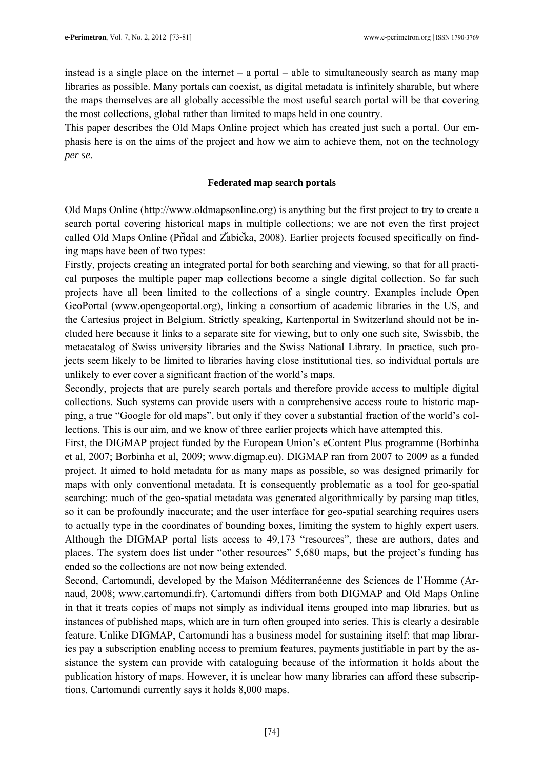instead is a single place on the internet – a portal – able to simultaneously search as many map libraries as possible. Many portals can coexist, as digital metadata is infinitely sharable, but where the maps themselves are all globally accessible the most useful search portal will be that covering the most collections, global rather than limited to maps held in one country.

This paper describes the Old Maps Online project which has created just such a portal. Our emphasis here is on the aims of the project and how we aim to achieve them, not on the technology *per se*.

## Federated map search portals

Old Maps Online (http://www.oldmapsonline.org) is anything but the first project to try to create a search portal covering historical maps in multiple collections; we are not even the first project called Old Maps Online (Přidal and Žabička, 2008). Earlier projects focused specifically on finding maps have been of two types:

Firstly, projects creating an integrated portal for both searching and viewing, so that for all practical purposes the multiple paper map collections become a single digital collection. So far such projects have all been limited to the collections of a single country. Examples include Open GeoPortal (www.opengeoportal.org), linking a consortium of academic libraries in the US, and the Cartesius project in Belgium. Strictly speaking, Kartenportal in Switzerland should not be included here because it links to a separate site for viewing, but to only one such site, Swissbib, the metacatalog of Swiss university libraries and the Swiss National Library. In practice, such projects seem likely to be limited to libraries having close institutional ties, so individual portals are unlikely to ever cover a significant fraction of the world's maps.

Secondly, projects that are purely search portals and therefore provide access to multiple digital collections. Such systems can provide users with a comprehensive access route to historic mapping, a true "Google for old maps", but only if they cover a substantial fraction of the world's collections. This is our aim, and we know of three earlier projects which have attempted this.

First, the DIGMAP project funded by the European Union's eContent Plus programme (Borbinha et al, 2007; Borbinha et al, 2009; www.digmap.eu). DIGMAP ran from 2007 to 2009 as a funded project. It aimed to hold metadata for as many maps as possible, so was designed primarily for maps with only conventional metadata. It is consequently problematic as a tool for geo-spatial searching: much of the geo-spatial metadata was generated algorithmically by parsing map titles, so it can be profoundly inaccurate; and the user interface for geo-spatial searching requires users to actually type in the coordinates of bounding boxes, limiting the system to highly expert users. Although the DIGMAP portal lists access to 49,173 "resources", these are authors, dates and places. The system does list under "other resources" 5,680 maps, but the project's funding has ended so the collections are not now being extended.

Second, Cartomundi, developed by the Maison Méditerranéenne des Sciences de l'Homme (Arnaud, 2008; www.cartomundi.fr). Cartomundi differs from both DIGMAP and Old Maps Online in that it treats copies of maps not simply as individual items grouped into map libraries, but as instances of published maps, which are in turn often grouped into series. This is clearly a desirable feature. Unlike DIGMAP, Cartomundi has a business model for sustaining itself: that map libraries pay a subscription enabling access to premium features, payments justifiable in part by the assistance the system can provide with cataloguing because of the information it holds about the publication history of maps. However, it is unclear how many libraries can afford these subscriptions. Cartomundi currently says it holds 8,000 maps.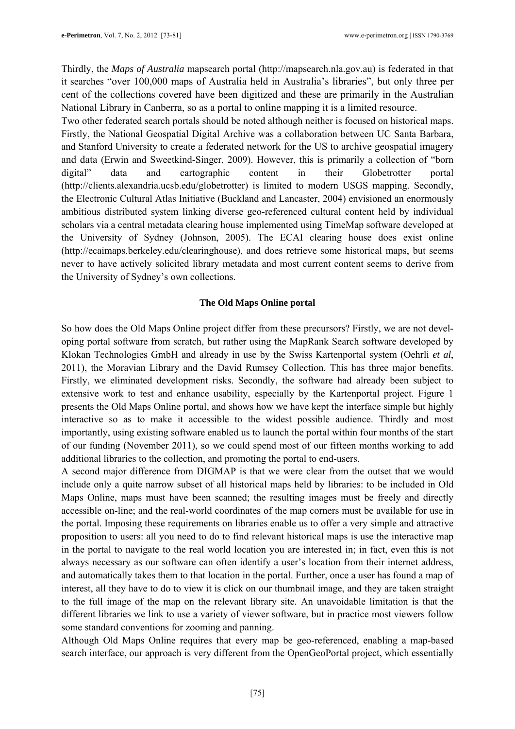Thirdly, the *Maps of Australia* mapsearch portal (http://mapsearch.nla.gov.au) is federated in that it searches "over 100,000 maps of Australia held in Australia's libraries", but only three per cent of the collections covered have been digitized and these are primarily in the Australian National Library in Canberra, so as a portal to online mapping it is a limited resource.

Two other federated search portals should be noted although neither is focused on historical maps. Firstly, the National Geospatial Digital Archive was a collaboration between UC Santa Barbara, and Stanford University to create a federated network for the US to archive geospatial imagery and data (Erwin and Sweetkind-Singer, 2009). However, this is primarily a collection of "born digital" data and cartographic content in their Globetrotter portal (http://clients.alexandria.ucsb.edu/globetrotter) is limited to modern USGS mapping. Secondly, the Electronic Cultural Atlas Initiative (Buckland and Lancaster, 2004) envisioned an enormously ambitious distributed system linking diverse geo-referenced cultural content held by individual scholars via a central metadata clearing house implemented using TimeMap software developed at the University of Sydney (Johnson, 2005). The ECAI clearing house does exist online (http://ecaimaps.berkeley.edu/clearinghouse), and does retrieve some historical maps, but seems never to have actively solicited library metadata and most current content seems to derive from the University of Sydney's own collections.

## The Old Maps Online portal

So how does the Old Maps Online project differ from these precursors? Firstly, we are not developing portal software from scratch, but rather using the MapRank Search software developed by Klokan Technologies GmbH and already in use by the Swiss Kartenportal system (Oehrli *et al*, 2011), the Moravian Library and the David Rumsey Collection. This has three major benefits. Firstly, we eliminated development risks. Secondly, the software had already been subject to extensive work to test and enhance usability, especially by the Kartenportal project. Figure 1 presents the Old Maps Online portal, and shows how we have kept the interface simple but highly interactive so as to make it accessible to the widest possible audience. Thirdly and most importantly, using existing software enabled us to launch the portal within four months of the start of our funding (November 2011), so we could spend most of our fifteen months working to add additional libraries to the collection, and promoting the portal to end-users.

A second major difference from DIGMAP is that we were clear from the outset that we would include only a quite narrow subset of all historical maps held by libraries: to be included in Old Maps Online, maps must have been scanned; the resulting images must be freely and directly accessible on-line; and the real-world coordinates of the map corners must be available for use in the portal. Imposing these requirements on libraries enable us to offer a very simple and attractive proposition to users: all you need to do to find relevant historical maps is use the interactive map in the portal to navigate to the real world location you are interested in; in fact, even this is not always necessary as our software can often identify a user's location from their internet address, and automatically takes them to that location in the portal. Further, once a user has found a map of interest, all they have to do to view it is click on our thumbnail image, and they are taken straight to the full image of the map on the relevant library site. An unavoidable limitation is that the different libraries we link to use a variety of viewer software, but in practice most viewers follow some standard conventions for zooming and panning.

Although Old Maps Online requires that every map be geo-referenced, enabling a map-based search interface, our approach is very different from the OpenGeoPortal project, which essentially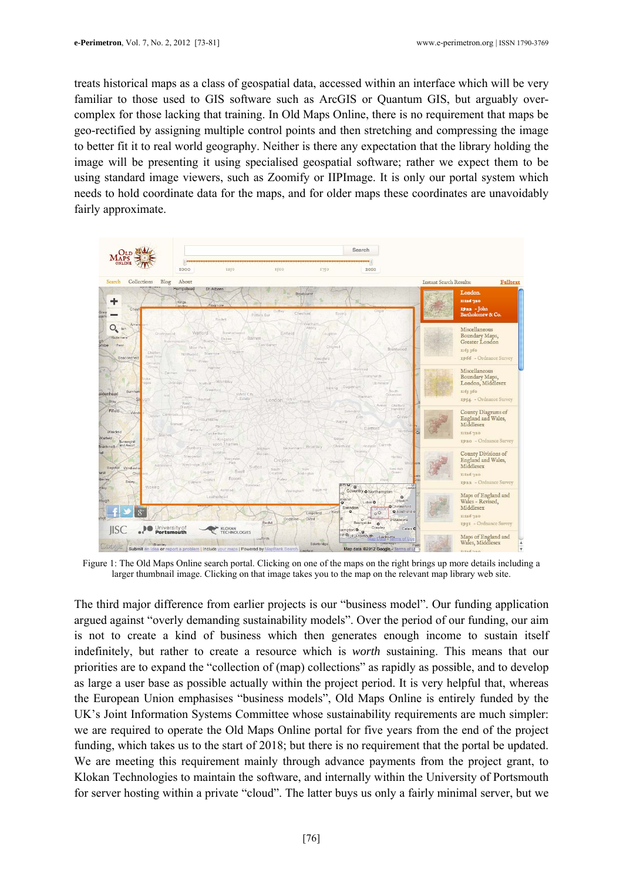treats historical maps as a class of geospatial data, accessed within an interface which will be very familiar to those used to GIS software such as ArcGIS or Quantum GIS, but arguably over-complex for those lacking that training. In Old Maps Online, there is no requirement that maps be geo-rectified by assigning multiple control points and then stretching and compressing the image to better fit it to real world geography. Neither is there any expectation that the library holding the image will be presenting it using specialised geospatial software; rather we expect them to be using standard image viewers, such as Zoomify or IIPImage. It is only our portal system which needs to hold coordinate data for the maps, and for older maps these coordinates are unavoidably fairly approximate.

Figure 1: The Old Maps Online search portal. Clicking on one of the maps on the right brings up more details including a larger thumbnail image. Clicking on that image takes you to the map on the relevant map library web site.

The third major difference from earlier projects is our "business model". Our funding application argued against "overly demanding sustainability models". Over the period of our funding, our aim is not to create a kind of business which then generates enough income to sustain itself indefinitely, but rather to create a resource which is *worth* sustaining. This means that our priorities are to expand the "collection of (map) collections" as rapidly as possible, and to develop as large a user base as possible actually within the project period. It is very helpful that, whereas the European Union emphasises "business models", Old Maps Online is entirely funded by the UK's Joint Information Systems Committee whose sustainability requirements are much simpler: we are required to operate the Old Maps Online portal for five years from the end of the project funding, which takes us to the start of 2018; but there is no requirement that the portal be updated. We are meeting this requirement mainly through advance payments from the project grant, to Klokan Technologies to maintain the software, and internally within the University of Portsmouth for server hosting within a private "cloud". The latter buys us only a fairly minimal server, but we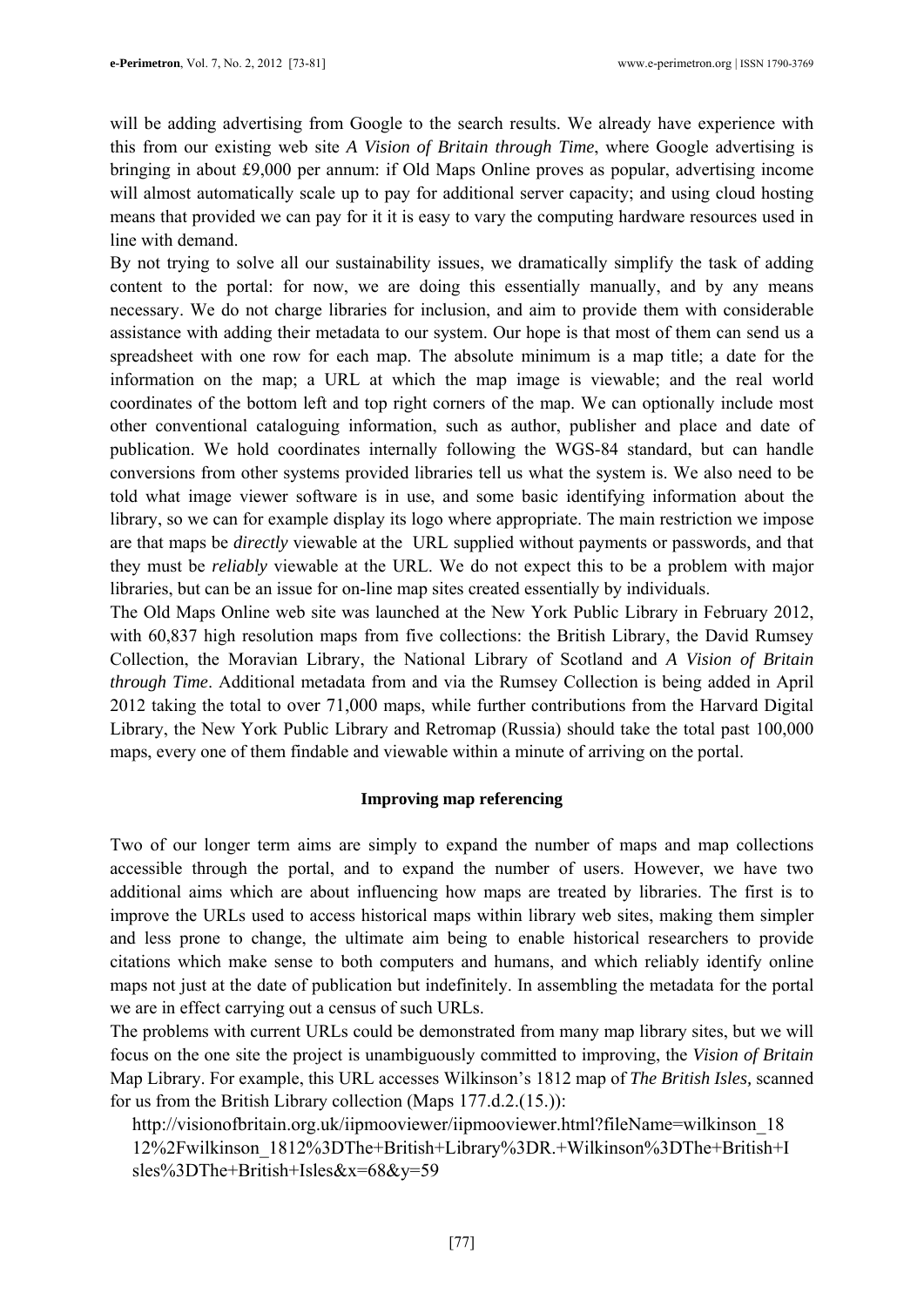will be adding advertising from Google to the search results. We already have experience with this from our existing web site *A Vision of Britain through Time*, where Google advertising is bringing in about £9,000 per annum: if Old Maps Online proves as popular, advertising income will almost automatically scale up to pay for additional server capacity; and using cloud hosting means that provided we can pay for it it is easy to vary the computing hardware resources used in line with demand.

By not trying to solve all our sustainability issues, we dramatically simplify the task of adding content to the portal: for now, we are doing this essentially manually, and by any means necessary. We do not charge libraries for inclusion, and aim to provide them with considerable assistance with adding their metadata to our system. Our hope is that most of them can send us a spreadsheet with one row for each map. The absolute minimum is a map title; a date for the information on the map; a URL at which the map image is viewable; and the real world coordinates of the bottom left and top right corners of the map. We can optionally include most other conventional cataloguing information, such as author, publisher and place and date of publication. We hold coordinates internally following the WGS-84 standard, but can handle conversions from other systems provided libraries tell us what the system is. We also need to be told what image viewer software is in use, and some basic identifying information about the library, so we can for example display its logo where appropriate. The main restriction we impose are that maps be *directly* viewable at the URL supplied without payments or passwords, and that they must be *reliably* viewable at the URL. We do not expect this to be a problem with major libraries, but can be an issue for on-line map sites created essentially by individuals.

The Old Maps Online web site was launched at the New York Public Library in February 2012, with 60,837 high resolution maps from five collections: the British Library, the David Rumsey Collection, the Moravian Library, the National Library of Scotland and *A Vision of Britain through Time*. Additional metadata from and via the Rumsey Collection is being added in April 2012 taking the total to over 71,000 maps, while further contributions from the Harvard Digital Library, the New York Public Library and Retromap (Russia) should take the total past 100,000 maps, every one of them findable and viewable within a minute of arriving on the portal.

## Improving map referencing

Two of our longer term aims are simply to expand the number of maps and map collections accessible through the portal, and to expand the number of users. However, we have two additional aims which are about influencing how maps are treated by libraries. The first is to improve the URLs used to access historical maps within library web sites, making them simpler and less prone to change, the ultimate aim being to enable historical researchers to provide citations which make sense to both computers and humans, and which reliably identify online maps not just at the date of publication but indefinitely. In assembling the metadata for the portal we are in effect carrying out a census of such URLs.

The problems with current URLs could be demonstrated from many map library sites, but we will focus on the one site the project is unambiguously committed to improving, the *Vision of Britain* Map Library. For example, this URL accesses Wilkinson's 1812 map of *The British Isles,* scanned for us from the British Library collection (Maps 177.d.2.(15.)):

http://visionofbritain.org.uk/iipmooviewer/iipmooviewer.html?fileName=wilkinson_1812%2Fwilkinson_1812%3DThe+British+Library%3DR.+Wilkinson%3DThe+British+Isles%3DThe+British+Isles&x=68&y=59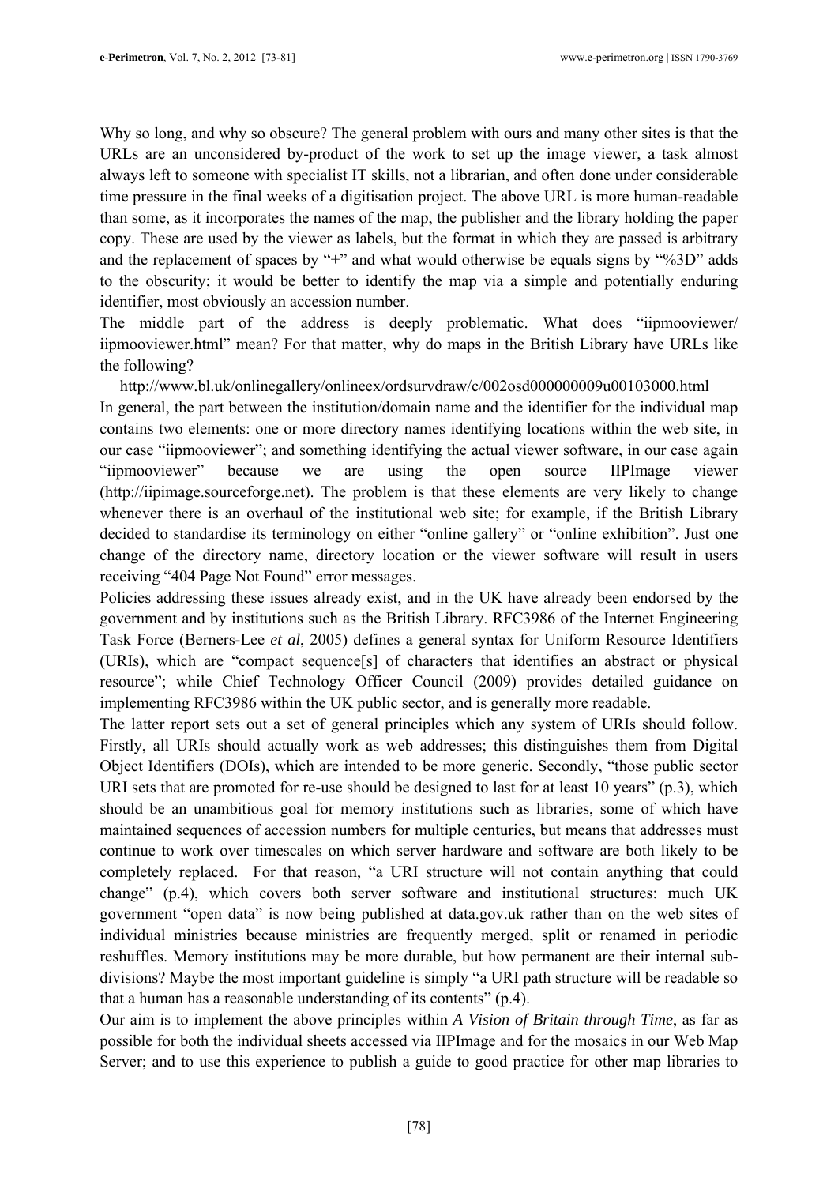Why so long, and why so obscure? The general problem with ours and many other sites is that the URLs are an unconsidered by-product of the work to set up the image viewer, a task almost always left to someone with specialist IT skills, not a librarian, and often done under considerable time pressure in the final weeks of a digitisation project. The above URL is more human-readable than some, as it incorporates the names of the map, the publisher and the library holding the paper copy. These are used by the viewer as labels, but the format in which they are passed is arbitrary and the replacement of spaces by "+" and what would otherwise be equals signs by "%3D" adds to the obscurity; it would be better to identify the map via a simple and potentially enduring identifier, most obviously an accession number.

The middle part of the address is deeply problematic. What does "iipmooviewer/iipmooviewer.html" mean? For that matter, why do maps in the British Library have URLs like the following?

http://www.bl.uk/onlinegallery/onlineex/ordsurvdraw/c/002osd000000009u00103000.html

In general, the part between the institution/domain name and the identifier for the individual map contains two elements: one or more directory names identifying locations within the web site, in our case "iipmooviewer"; and something identifying the actual viewer software, in our case again "iipmooviewer" because we are using the open source IIPImage viewer (http://iipimage.sourceforge.net). The problem is that these elements are very likely to change whenever there is an overhaul of the institutional web site; for example, if the British Library decided to standardise its terminology on either "online gallery" or "online exhibition". Just one change of the directory name, directory location or the viewer software will result in users receiving "404 Page Not Found" error messages.

Policies addressing these issues already exist, and in the UK have already been endorsed by the government and by institutions such as the British Library. RFC3986 of the Internet Engineering Task Force (Berners-Lee *et al*, 2005) defines a general syntax for Uniform Resource Identifiers (URIs), which are "compact sequence[s] of characters that identifies an abstract or physical resource"; while Chief Technology Officer Council (2009) provides detailed guidance on implementing RFC3986 within the UK public sector, and is generally more readable.

The latter report sets out a set of general principles which any system of URIs should follow. Firstly, all URIs should actually work as web addresses; this distinguishes them from Digital Object Identifiers (DOIs), which are intended to be more generic. Secondly, "those public sector URI sets that are promoted for re-use should be designed to last for at least 10 years" (p.3), which should be an unambitious goal for memory institutions such as libraries, some of which have maintained sequences of accession numbers for multiple centuries, but means that addresses must continue to work over timescales on which server hardware and software are both likely to be completely replaced. For that reason, "a URI structure will not contain anything that could change" (p.4), which covers both server software and institutional structures: much UK government "open data" is now being published at data.gov.uk rather than on the web sites of individual ministries because ministries are frequently merged, split or renamed in periodic reshuffles. Memory institutions may be more durable, but how permanent are their internal sub-divisions? Maybe the most important guideline is simply "a URI path structure will be readable so that a human has a reasonable understanding of its contents" (p.4).

Our aim is to implement the above principles within *A Vision of Britain through Time*, as far as possible for both the individual sheets accessed via IIPImage and for the mosaics in our Web Map Server; and to use this experience to publish a guide to good practice for other map libraries to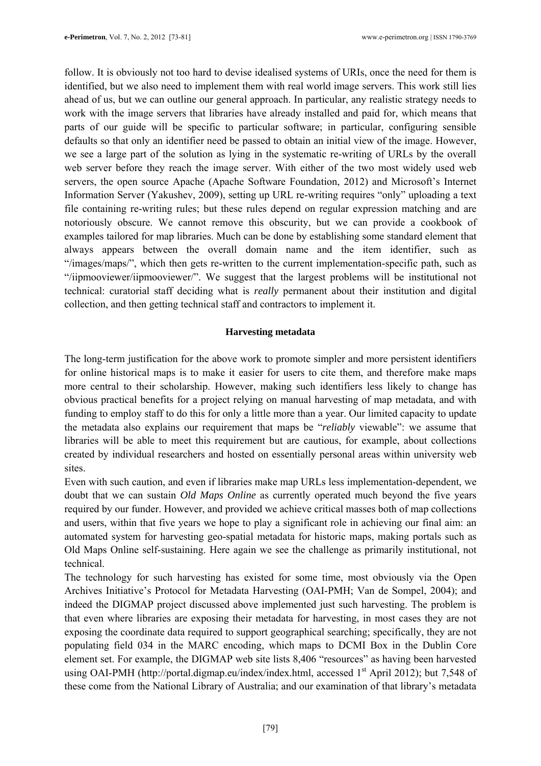follow. It is obviously not too hard to devise idealised systems of URIs, once the need for them is identified, but we also need to implement them with real world image servers. This work still lies ahead of us, but we can outline our general approach. In particular, any realistic strategy needs to work with the image servers that libraries have already installed and paid for, which means that parts of our guide will be specific to particular software; in particular, configuring sensible defaults so that only an identifier need be passed to obtain an initial view of the image. However, we see a large part of the solution as lying in the systematic re-writing of URLs by the overall web server before they reach the image server. With either of the two most widely used web servers, the open source Apache (Apache Software Foundation, 2012) and Microsoft's Internet Information Server (Yakushev, 2009), setting up URL re-writing requires "only" uploading a text file containing re-writing rules; but these rules depend on regular expression matching and are notoriously obscure. We cannot remove this obscurity, but we can provide a cookbook of examples tailored for map libraries. Much can be done by establishing some standard element that always appears between the overall domain name and the item identifier, such as "/images/maps/", which then gets re-written to the current implementation-specific path, such as "/iipmooviewer/iipmooviewer/". We suggest that the largest problems will be institutional not technical: curatorial staff deciding what is *really* permanent about their institution and digital collection, and then getting technical staff and contractors to implement it.

## Harvesting metadata

The long-term justification for the above work to promote simpler and more persistent identifiers for online historical maps is to make it easier for users to cite them, and therefore make maps more central to their scholarship. However, making such identifiers less likely to change has obvious practical benefits for a project relying on manual harvesting of map metadata, and with funding to employ staff to do this for only a little more than a year. Our limited capacity to update the metadata also explains our requirement that maps be "*reliably* viewable": we assume that libraries will be able to meet this requirement but are cautious, for example, about collections created by individual researchers and hosted on essentially personal areas within university web sites.

Even with such caution, and even if libraries make map URLs less implementation-dependent, we doubt that we can sustain *Old Maps Online* as currently operated much beyond the five years required by our funder. However, and provided we achieve critical masses both of map collections and users, within that five years we hope to play a significant role in achieving our final aim: an automated system for harvesting geo-spatial metadata for historic maps, making portals such as Old Maps Online self-sustaining. Here again we see the challenge as primarily institutional, not technical.

The technology for such harvesting has existed for some time, most obviously via the Open Archives Initiative's Protocol for Metadata Harvesting (OAI-PMH; Van de Sompel, 2004); and indeed the DIGMAP project discussed above implemented just such harvesting. The problem is that even where libraries are exposing their metadata for harvesting, in most cases they are not exposing the coordinate data required to support geographical searching; specifically, they are not populating field 034 in the MARC encoding, which maps to DCMI Box in the Dublin Core element set. For example, the DIGMAP web site lists 8,406 "resources" as having been harvested using OAI-PMH (http://portal.digmap.eu/index/index.html, accessed 1st April 2012); but 7,548 of these come from the National Library of Australia; and our examination of that library's metadata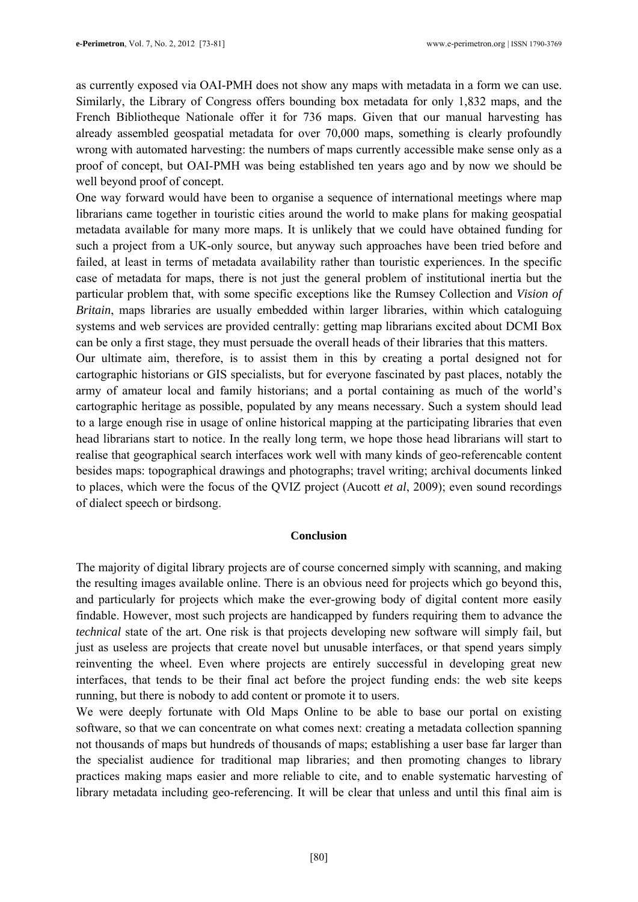as currently exposed via OAI-PMH does not show any maps with metadata in a form we can use. Similarly, the Library of Congress offers bounding box metadata for only 1,832 maps, and the French Bibliotheque Nationale offer it for 736 maps. Given that our manual harvesting has already assembled geospatial metadata for over 70,000 maps, something is clearly profoundly wrong with automated harvesting: the numbers of maps currently accessible make sense only as a proof of concept, but OAI-PMH was being established ten years ago and by now we should be well beyond proof of concept.

One way forward would have been to organise a sequence of international meetings where map librarians came together in touristic cities around the world to make plans for making geospatial metadata available for many more maps. It is unlikely that we could have obtained funding for such a project from a UK-only source, but anyway such approaches have been tried before and failed, at least in terms of metadata availability rather than touristic experiences. In the specific case of metadata for maps, there is not just the general problem of institutional inertia but the particular problem that, with some specific exceptions like the Rumsey Collection and *Vision of Britain*, maps libraries are usually embedded within larger libraries, within which cataloguing systems and web services are provided centrally: getting map librarians excited about DCMI Box can be only a first stage, they must persuade the overall heads of their libraries that this matters.

Our ultimate aim, therefore, is to assist them in this by creating a portal designed not for cartographic historians or GIS specialists, but for everyone fascinated by past places, notably the army of amateur local and family historians; and a portal containing as much of the world's cartographic heritage as possible, populated by any means necessary. Such a system should lead to a large enough rise in usage of online historical mapping at the participating libraries that even head librarians start to notice. In the really long term, we hope those head librarians will start to realise that geographical search interfaces work well with many kinds of geo-referencable content besides maps: topographical drawings and photographs; travel writing; archival documents linked to places, which were the focus of the QVIZ project (Aucott *et al*, 2009); even sound recordings of dialect speech or birdsong.

## Conclusion

The majority of digital library projects are of course concerned simply with scanning, and making the resulting images available online. There is an obvious need for projects which go beyond this, and particularly for projects which make the ever-growing body of digital content more easily findable. However, most such projects are handicapped by funders requiring them to advance the *technical* state of the art. One risk is that projects developing new software will simply fail, but just as useless are projects that create novel but unusable interfaces, or that spend years simply reinventing the wheel. Even where projects are entirely successful in developing great new interfaces, that tends to be their final act before the project funding ends: the web site keeps running, but there is nobody to add content or promote it to users.

We were deeply fortunate with Old Maps Online to be able to base our portal on existing software, so that we can concentrate on what comes next: creating a metadata collection spanning not thousands of maps but hundreds of thousands of maps; establishing a user base far larger than the specialist audience for traditional map libraries; and then promoting changes to library practices making maps easier and more reliable to cite, and to enable systematic harvesting of library metadata including geo-referencing. It will be clear that unless and until this final aim is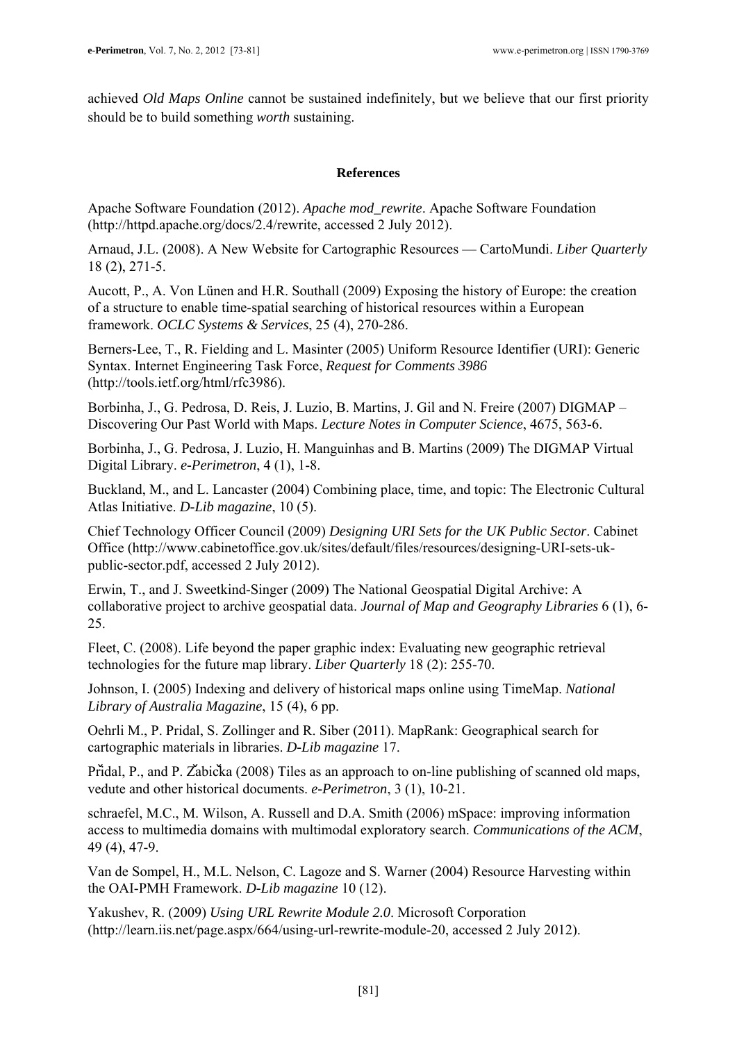achieved *Old Maps Online* cannot be sustained indefinitely, but we believe that our first priority should be to build something *worth* sustaining.

## References

Apache Software Foundation (2012). *Apache mod_rewrite*. Apache Software Foundation (http://httpd.apache.org/docs/2.4/rewrite, accessed 2 July 2012).

Arnaud, J.L. (2008). A New Website for Cartographic Resources — CartoMundi. *Liber Quarterly* 18 (2), 271-5.

Aucott, P., A. Von Lünen and H.R. Southall (2009) Exposing the history of Europe: the creation of a structure to enable time-spatial searching of historical resources within a European framework. *OCLC Systems & Services*, 25 (4), 270-286.

Berners-Lee, T., R. Fielding and L. Masinter (2005) Uniform Resource Identifier (URI): Generic Syntax. Internet Engineering Task Force, *Request for Comments 3986* (http://tools.ietf.org/html/rfc3986).

Borbinha, J., G. Pedrosa, D. Reis, J. Luzio, B. Martins, J. Gil and N. Freire (2007) DIGMAP – Discovering Our Past World with Maps. *Lecture Notes in Computer Science*, 4675, 563-6.

Borbinha, J., G. Pedrosa, J. Luzio, H. Manguinhas and B. Martins (2009) The DIGMAP Virtual Digital Library. *e-Perimetron*, 4 (1), 1-8.

Buckland, M., and L. Lancaster (2004) Combining place, time, and topic: The Electronic Cultural Atlas Initiative. *D-Lib magazine*, 10 (5).

Chief Technology Officer Council (2009) *Designing URI Sets for the UK Public Sector*. Cabinet Office (http://www.cabinetoffice.gov.uk/sites/default/files/resources/designing-URI-sets-uk-public-sector.pdf, accessed 2 July 2012).

Erwin, T., and J. Sweetkind-Singer (2009) The National Geospatial Digital Archive: A collaborative project to archive geospatial data. *Journal of Map and Geography Libraries* 6 (1), 6-25.

Fleet, C. (2008). Life beyond the paper graphic index: Evaluating new geographic retrieval technologies for the future map library. *Liber Quarterly* 18 (2): 255-70.

Johnson, I. (2005) Indexing and delivery of historical maps online using TimeMap. *National Library of Australia Magazine*, 15 (4), 6 pp.

Oehrli M., P. Pridal, S. Zollinger and R. Siber (2011). MapRank: Geographical search for cartographic materials in libraries. *D-Lib magazine* 17.

Přidal, P., and P. Žabička (2008) Tiles as an approach to on-line publishing of scanned old maps, vedute and other historical documents. *e-Perimetron*, 3 (1), 10-21.

schraefel, M.C., M. Wilson, A. Russell and D.A. Smith (2006) mSpace: improving information access to multimedia domains with multimodal exploratory search. *Communications of the ACM*, 49 (4), 47-9.

Van de Sompel, H., M.L. Nelson, C. Lagoze and S. Warner (2004) Resource Harvesting within the OAI-PMH Framework. *D-Lib magazine* 10 (12).

Yakushev, R. (2009) *Using URL Rewrite Module 2.0*. Microsoft Corporation (http://learn.iis.net/page.aspx/664/using-url-rewrite-module-20, accessed 2 July 2012).